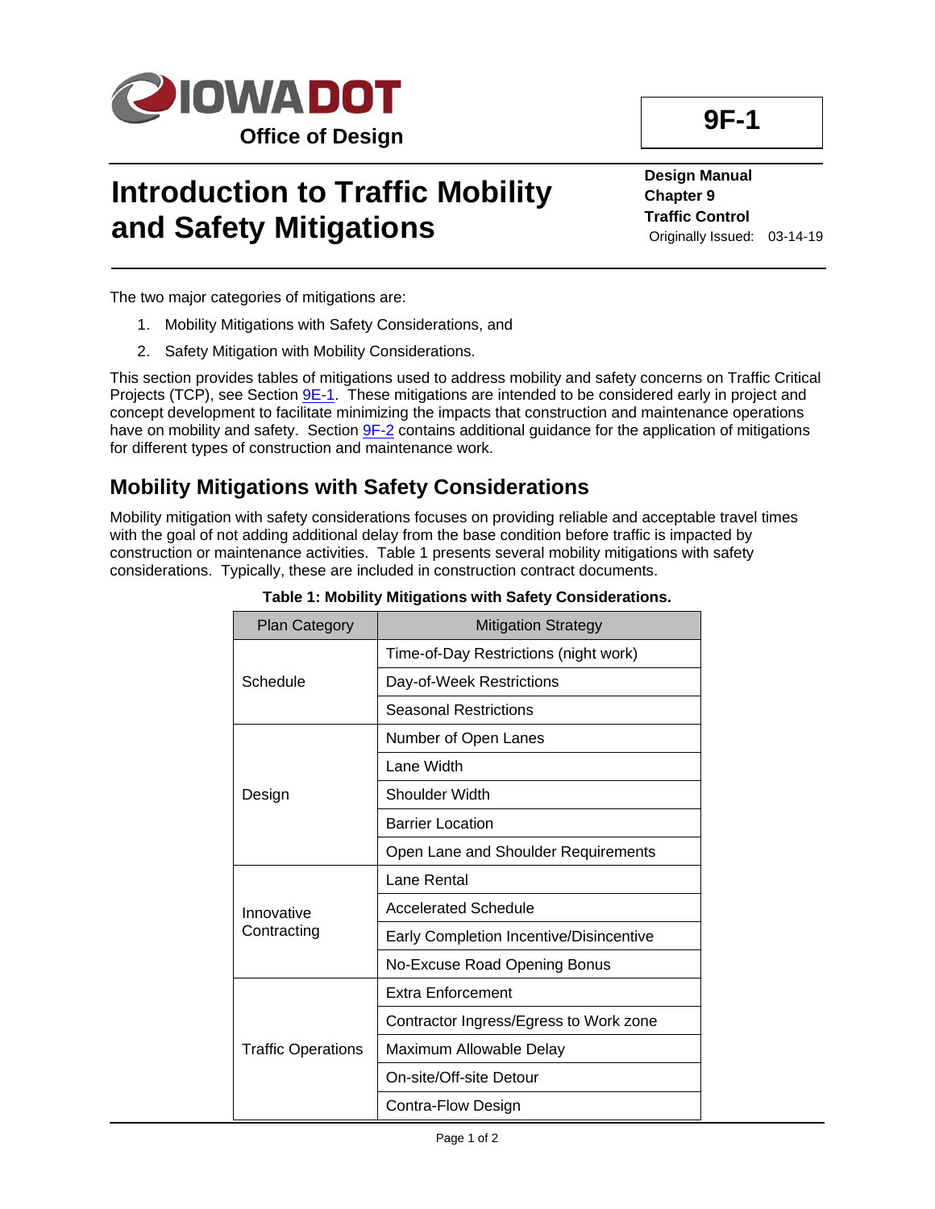# Introduction to Traffic Mobility and Safety Mitigations

**9F-1**

**Design Manual**
**Chapter 9**
**Traffic Control**
Originally Issued: 03-14-19

The two major categories of mitigations are:

1. Mobility Mitigations with Safety Considerations, and
2. Safety Mitigation with Mobility Considerations.

This section provides tables of mitigations used to address mobility and safety concerns on Traffic Critical Projects (TCP), see Section 9E-1. These mitigations are intended to be considered early in project and concept development to facilitate minimizing the impacts that construction and maintenance operations have on mobility and safety. Section 9F-2 contains additional guidance for the application of mitigations for different types of construction and maintenance work.

## Mobility Mitigations with Safety Considerations

Mobility mitigation with safety considerations focuses on providing reliable and acceptable travel times with the goal of not adding additional delay from the base condition before traffic is impacted by construction or maintenance activities. Table 1 presents several mobility mitigations with safety considerations. Typically, these are included in construction contract documents.

**Table 1: Mobility Mitigations with Safety Considerations.**

| Plan Category | Mitigation Strategy |
|---|---|
| Schedule | Time-of-Day Restrictions (night work) |
| | Day-of-Week Restrictions |
| | Seasonal Restrictions |
| Design | Number of Open Lanes |
| | Lane Width |
| | Shoulder Width |
| | Barrier Location |
| | Open Lane and Shoulder Requirements |
| Innovative Contracting | Lane Rental |
| | Accelerated Schedule |
| | Early Completion Incentive/Disincentive |
| | No-Excuse Road Opening Bonus |
| Traffic Operations | Extra Enforcement |
| | Contractor Ingress/Egress to Work zone |
| | Maximum Allowable Delay |
| | On-site/Off-site Detour |
| | Contra-Flow Design |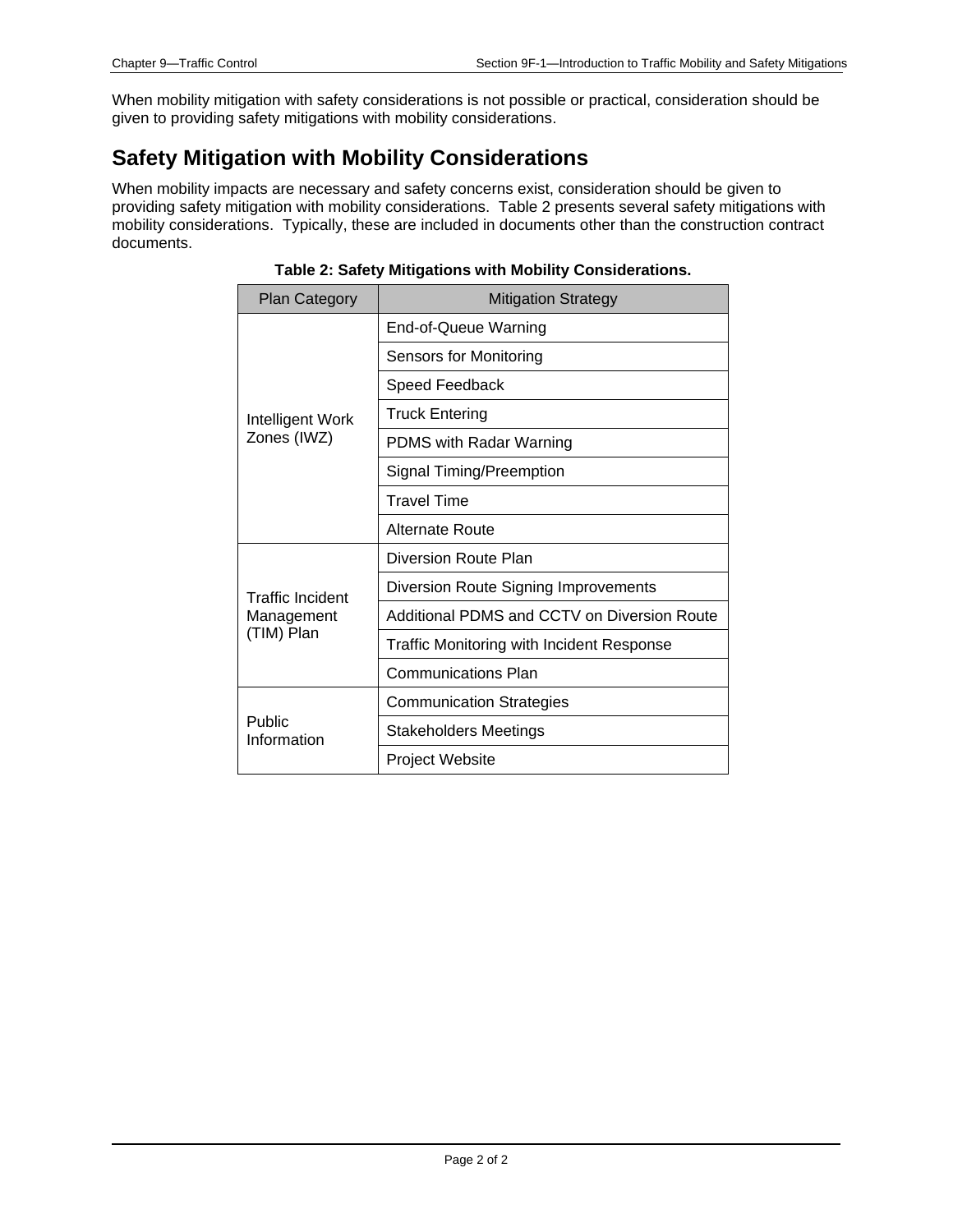When mobility mitigation with safety considerations is not possible or practical, consideration should be given to providing safety mitigations with mobility considerations.

## Safety Mitigation with Mobility Considerations

When mobility impacts are necessary and safety concerns exist, consideration should be given to providing safety mitigation with mobility considerations. Table 2 presents several safety mitigations with mobility considerations. Typically, these are included in documents other than the construction contract documents.

**Table 2: Safety Mitigations with Mobility Considerations.**

| Plan Category | Mitigation Strategy |
|---|---|
| Intelligent Work Zones (IWZ) | End-of-Queue Warning |
| | Sensors for Monitoring |
| | Speed Feedback |
| | Truck Entering |
| | PDMS with Radar Warning |
| | Signal Timing/Preemption |
| | Travel Time |
| | Alternate Route |
| Traffic Incident Management (TIM) Plan | Diversion Route Plan |
| | Diversion Route Signing Improvements |
| | Additional PDMS and CCTV on Diversion Route |
| | Traffic Monitoring with Incident Response |
| | Communications Plan |
| Public Information | Communication Strategies |
| | Stakeholders Meetings |
| | Project Website |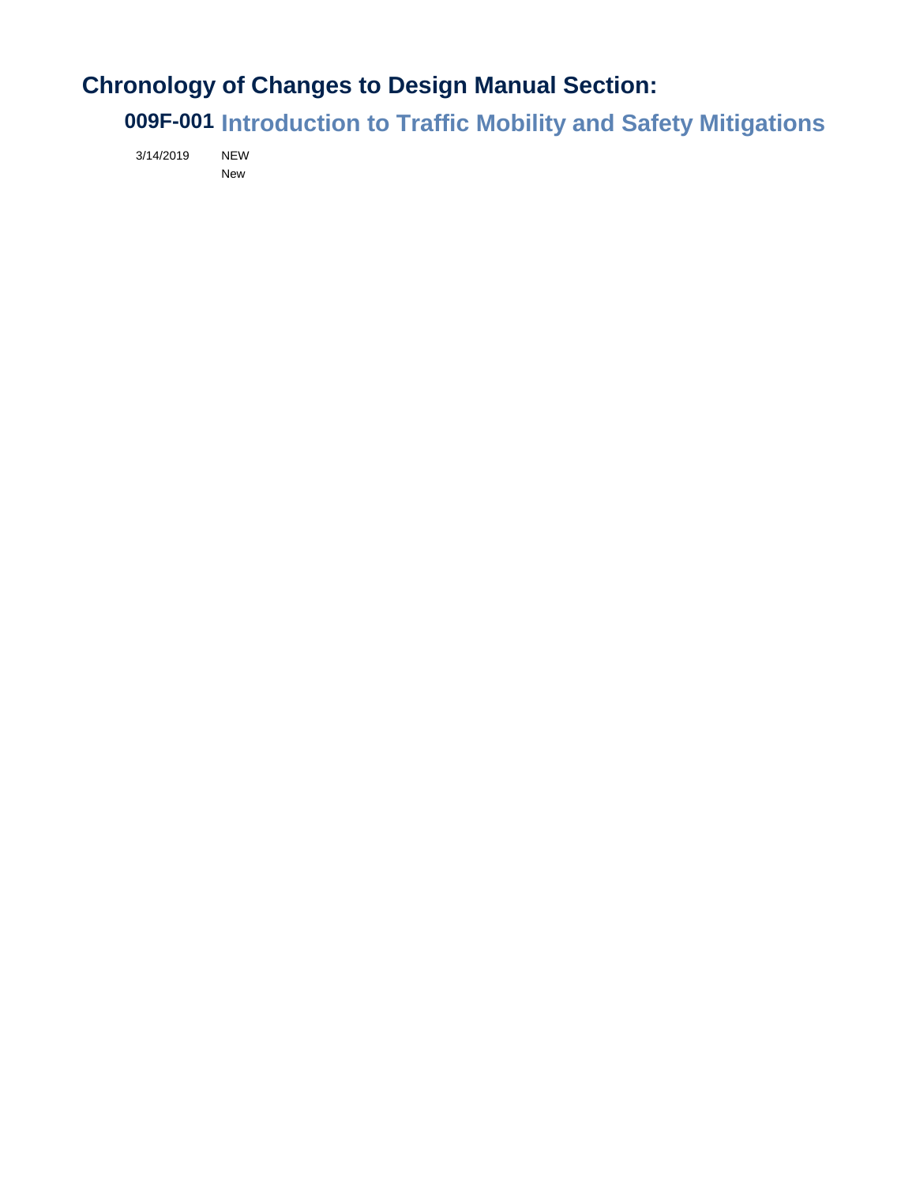# Chronology of Changes to Design Manual Section:

## 009F-001 Introduction to Traffic Mobility and Safety Mitigations

| | |
|---|---|
| 3/14/2019 | NEW<br>New |